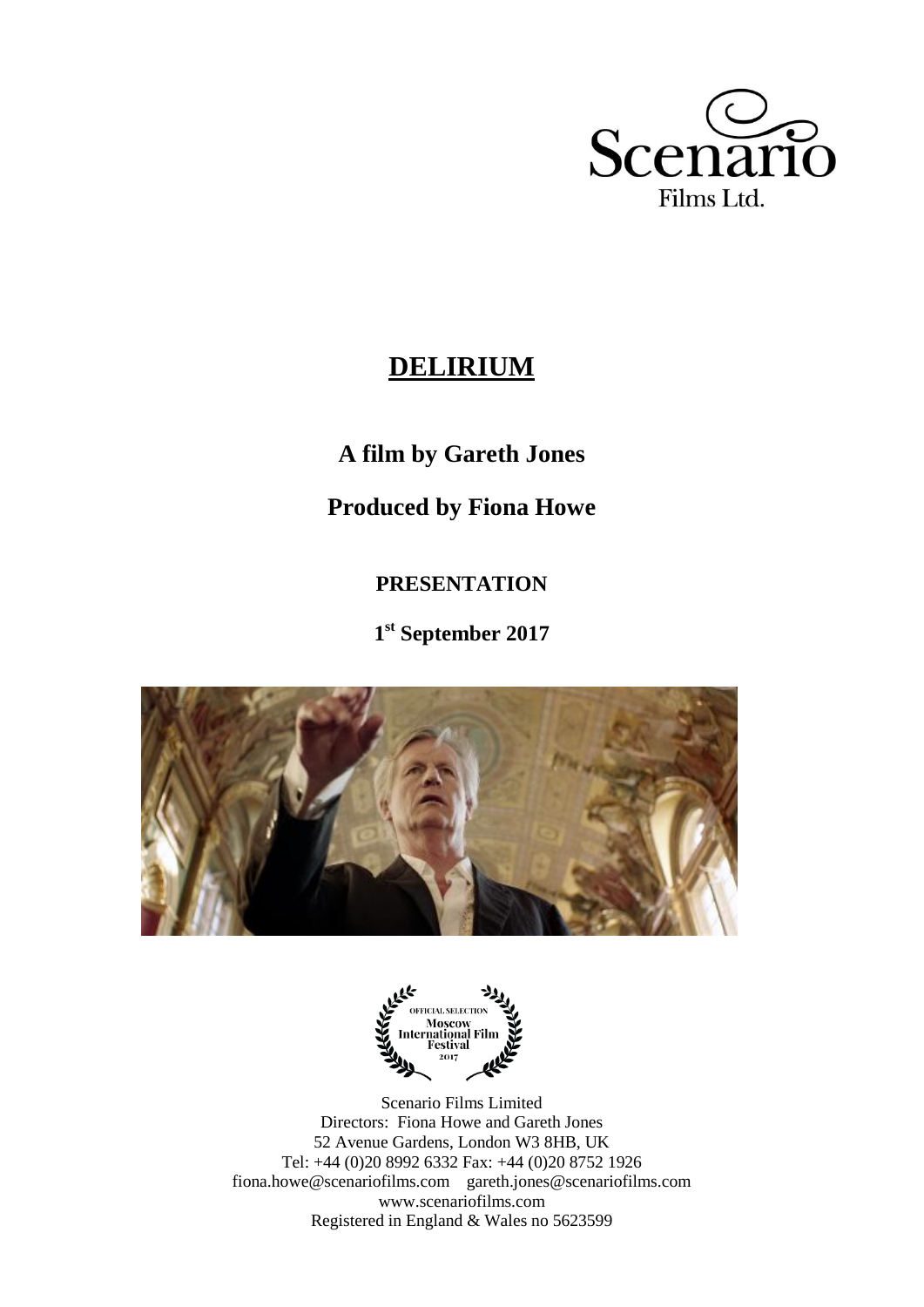Scenario
Films Ltd.

# DELIRIUM

## A film by Gareth Jones

## Produced by Fiona Howe

### PRESENTATION

### 1st September 2017

OFFICIAL SELECTION
Moscow International Film Festival
2017

Scenario Films Limited
Directors: Fiona Howe and Gareth Jones
52 Avenue Gardens, London W3 8HB, UK
Tel: +44 (0)20 8992 6332 Fax: +44 (0)20 8752 1926
fiona.howe@scenariofilms.com gareth.jones@scenariofilms.com
www.scenariofilms.com
Registered in England & Wales no 5623599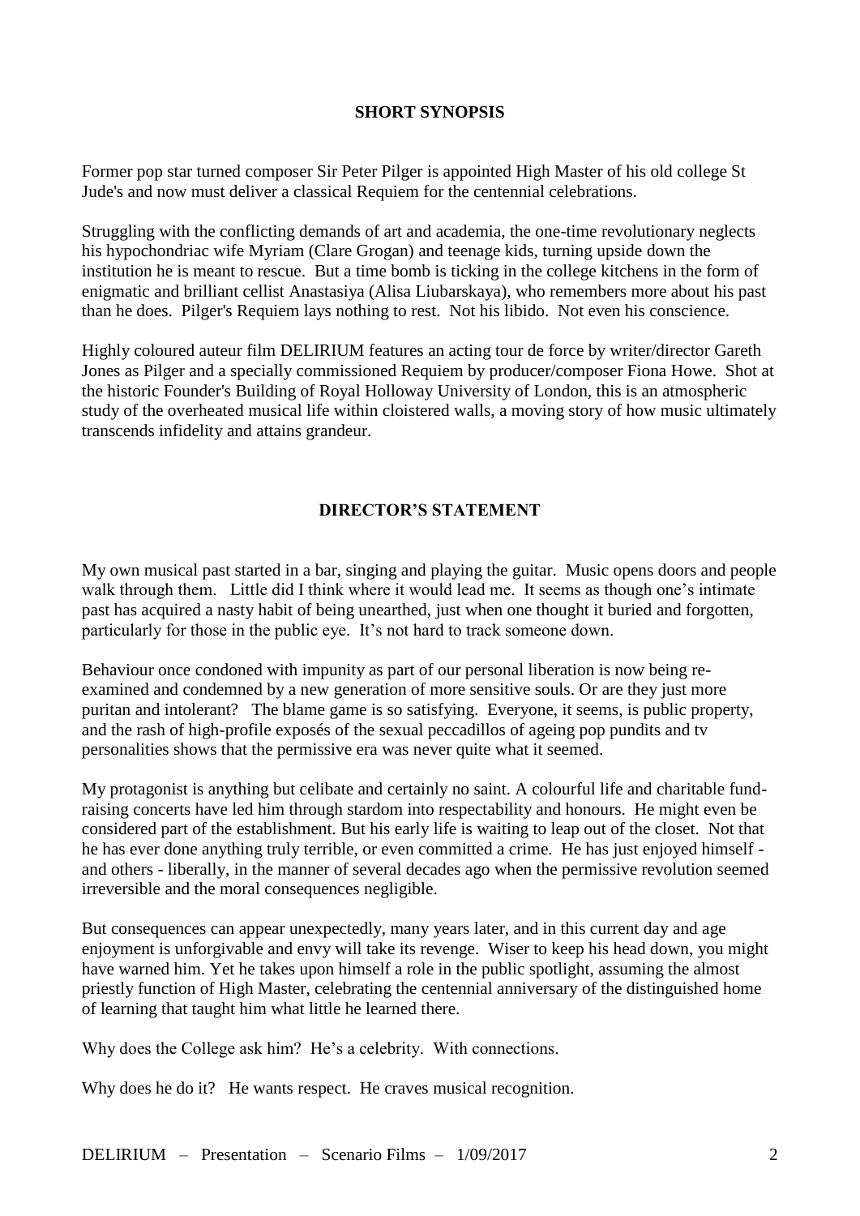## SHORT SYNOPSIS

Former pop star turned composer Sir Peter Pilger is appointed High Master of his old college St Jude's and now must deliver a classical Requiem for the centennial celebrations.

Struggling with the conflicting demands of art and academia, the one-time revolutionary neglects his hypochondriac wife Myriam (Clare Grogan) and teenage kids, turning upside down the institution he is meant to rescue. But a time bomb is ticking in the college kitchens in the form of enigmatic and brilliant cellist Anastasiya (Alisa Liubarskaya), who remembers more about his past than he does. Pilger's Requiem lays nothing to rest. Not his libido. Not even his conscience.

Highly coloured auteur film DELIRIUM features an acting tour de force by writer/director Gareth Jones as Pilger and a specially commissioned Requiem by producer/composer Fiona Howe. Shot at the historic Founder's Building of Royal Holloway University of London, this is an atmospheric study of the overheated musical life within cloistered walls, a moving story of how music ultimately transcends infidelity and attains grandeur.

## DIRECTOR'S STATEMENT

My own musical past started in a bar, singing and playing the guitar. Music opens doors and people walk through them. Little did I think where it would lead me. It seems as though one's intimate past has acquired a nasty habit of being unearthed, just when one thought it buried and forgotten, particularly for those in the public eye. It's not hard to track someone down.

Behaviour once condoned with impunity as part of our personal liberation is now being re-examined and condemned by a new generation of more sensitive souls. Or are they just more puritan and intolerant? The blame game is so satisfying. Everyone, it seems, is public property, and the rash of high-profile exposés of the sexual peccadillos of ageing pop pundits and tv personalities shows that the permissive era was never quite what it seemed.

My protagonist is anything but celibate and certainly no saint. A colourful life and charitable fund-raising concerts have led him through stardom into respectability and honours. He might even be considered part of the establishment. But his early life is waiting to leap out of the closet. Not that he has ever done anything truly terrible, or even committed a crime. He has just enjoyed himself - and others - liberally, in the manner of several decades ago when the permissive revolution seemed irreversible and the moral consequences negligible.

But consequences can appear unexpectedly, many years later, and in this current day and age enjoyment is unforgivable and envy will take its revenge. Wiser to keep his head down, you might have warned him. Yet he takes upon himself a role in the public spotlight, assuming the almost priestly function of High Master, celebrating the centennial anniversary of the distinguished home of learning that taught him what little he learned there.

Why does the College ask him? He's a celebrity. With connections.

Why does he do it? He wants respect. He craves musical recognition.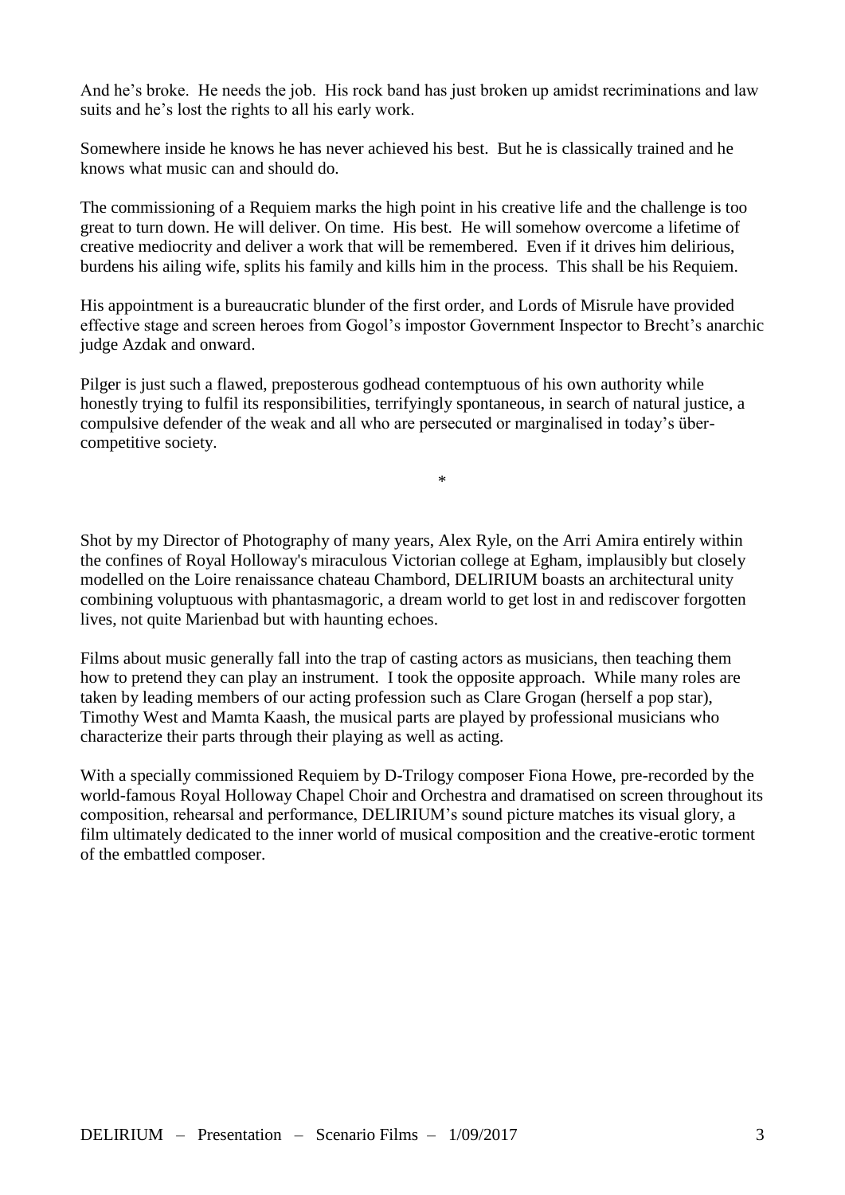And he's broke. He needs the job. His rock band has just broken up amidst recriminations and law suits and he's lost the rights to all his early work.

Somewhere inside he knows he has never achieved his best. But he is classically trained and he knows what music can and should do.

The commissioning of a Requiem marks the high point in his creative life and the challenge is too great to turn down. He will deliver. On time. His best. He will somehow overcome a lifetime of creative mediocrity and deliver a work that will be remembered. Even if it drives him delirious, burdens his ailing wife, splits his family and kills him in the process. This shall be his Requiem.

His appointment is a bureaucratic blunder of the first order, and Lords of Misrule have provided effective stage and screen heroes from Gogol's impostor Government Inspector to Brecht's anarchic judge Azdak and onward.

Pilger is just such a flawed, preposterous godhead contemptuous of his own authority while honestly trying to fulfil its responsibilities, terrifyingly spontaneous, in search of natural justice, a compulsive defender of the weak and all who are persecuted or marginalised in today's über-competitive society.

*

Shot by my Director of Photography of many years, Alex Ryle, on the Arri Amira entirely within the confines of Royal Holloway's miraculous Victorian college at Egham, implausibly but closely modelled on the Loire renaissance chateau Chambord, DELIRIUM boasts an architectural unity combining voluptuous with phantasmagoric, a dream world to get lost in and rediscover forgotten lives, not quite Marienbad but with haunting echoes.

Films about music generally fall into the trap of casting actors as musicians, then teaching them how to pretend they can play an instrument. I took the opposite approach. While many roles are taken by leading members of our acting profession such as Clare Grogan (herself a pop star), Timothy West and Mamta Kaash, the musical parts are played by professional musicians who characterize their parts through their playing as well as acting.

With a specially commissioned Requiem by D-Trilogy composer Fiona Howe, pre-recorded by the world-famous Royal Holloway Chapel Choir and Orchestra and dramatised on screen throughout its composition, rehearsal and performance, DELIRIUM's sound picture matches its visual glory, a film ultimately dedicated to the inner world of musical composition and the creative-erotic torment of the embattled composer.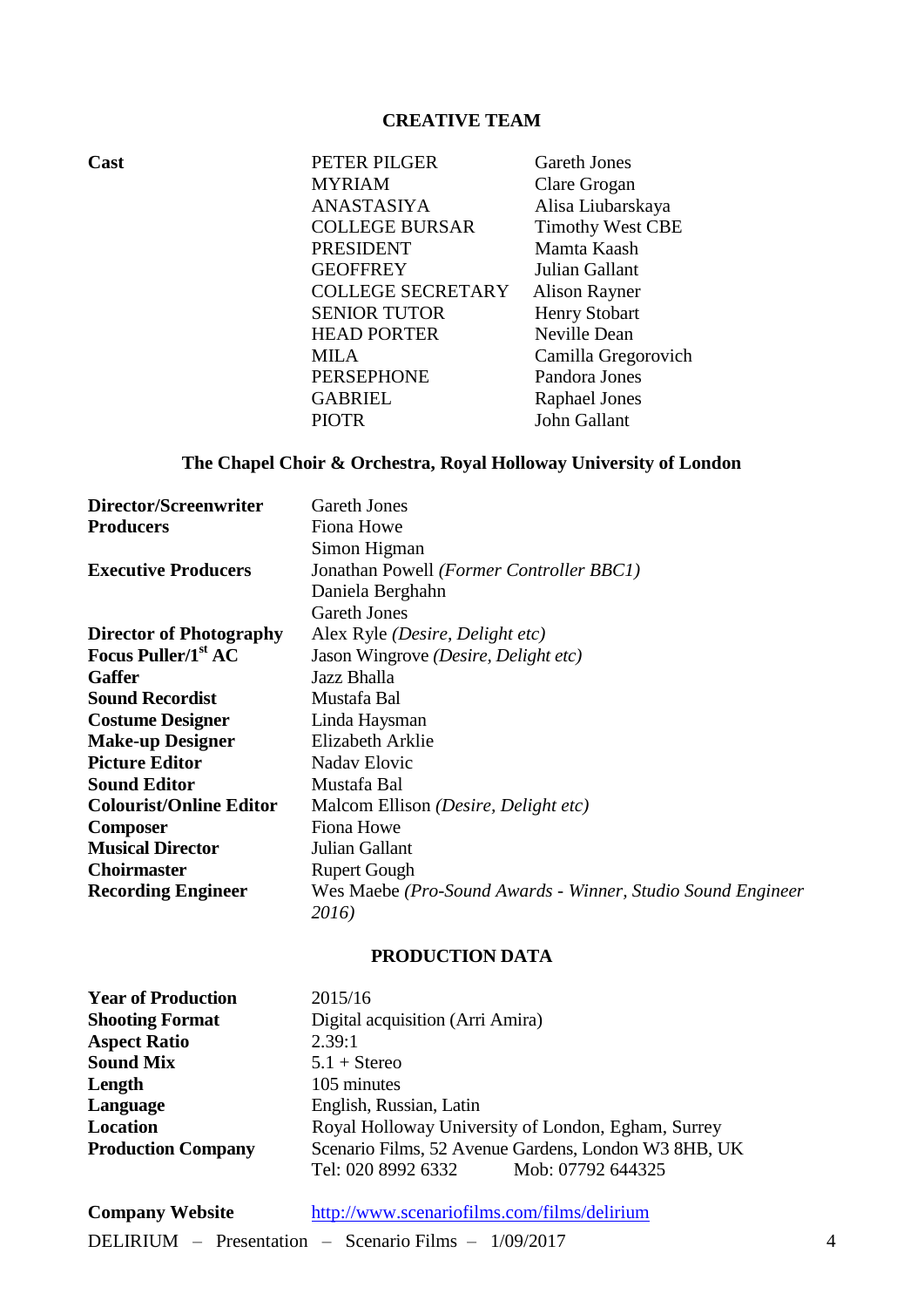## CREATIVE TEAM

| | | |
|---|---|---|
| **Cast** | PETER PILGER | Gareth Jones |
| | MYRIAM | Clare Grogan |
| | ANASTASIYA | Alisa Liubarskaya |
| | COLLEGE BURSAR | Timothy West CBE |
| | PRESIDENT | Mamta Kaash |
| | GEOFFREY | Julian Gallant |
| | COLLEGE SECRETARY | Alison Rayner |
| | SENIOR TUTOR | Henry Stobart |
| | HEAD PORTER | Neville Dean |
| | MILA | Camilla Gregorovich |
| | PERSEPHONE | Pandora Jones |
| | GABRIEL | Raphael Jones |
| | PIOTR | John Gallant |

**The Chapel Choir & Orchestra, Royal Holloway University of London**

| | |
|---|---|
| **Director/Screenwriter** | Gareth Jones |
| **Producers** | Fiona Howe |
| | Simon Higman |
| **Executive Producers** | Jonathan Powell *(Former Controller BBC1)* |
| | Daniela Berghahn |
| | Gareth Jones |
| **Director of Photography** | Alex Ryle *(Desire, Delight etc)* |
| **Focus Puller/1st AC** | Jason Wingrove *(Desire, Delight etc)* |
| **Gaffer** | Jazz Bhalla |
| **Sound Recordist** | Mustafa Bal |
| **Costume Designer** | Linda Haysman |
| **Make-up Designer** | Elizabeth Arklie |
| **Picture Editor** | Nadav Elovic |
| **Sound Editor** | Mustafa Bal |
| **Colourist/Online Editor** | Malcom Ellison *(Desire, Delight etc)* |
| **Composer** | Fiona Howe |
| **Musical Director** | Julian Gallant |
| **Choirmaster** | Rupert Gough |
| **Recording Engineer** | Wes Maebe *(Pro-Sound Awards - Winner, Studio Sound Engineer 2016)* |

## PRODUCTION DATA

| | |
|---|---|
| **Year of Production** | 2015/16 |
| **Shooting Format** | Digital acquisition (Arri Amira) |
| **Aspect Ratio** | 2.39:1 |
| **Sound Mix** | 5.1 + Stereo |
| **Length** | 105 minutes |
| **Language** | English, Russian, Latin |
| **Location** | Royal Holloway University of London, Egham, Surrey |
| **Production Company** | Scenario Films, 52 Avenue Gardens, London W3 8HB, UK |
| | Tel: 020 8992 6332 Mob: 07792 644325 |
| **Company Website** | http://www.scenariofilms.com/films/delirium |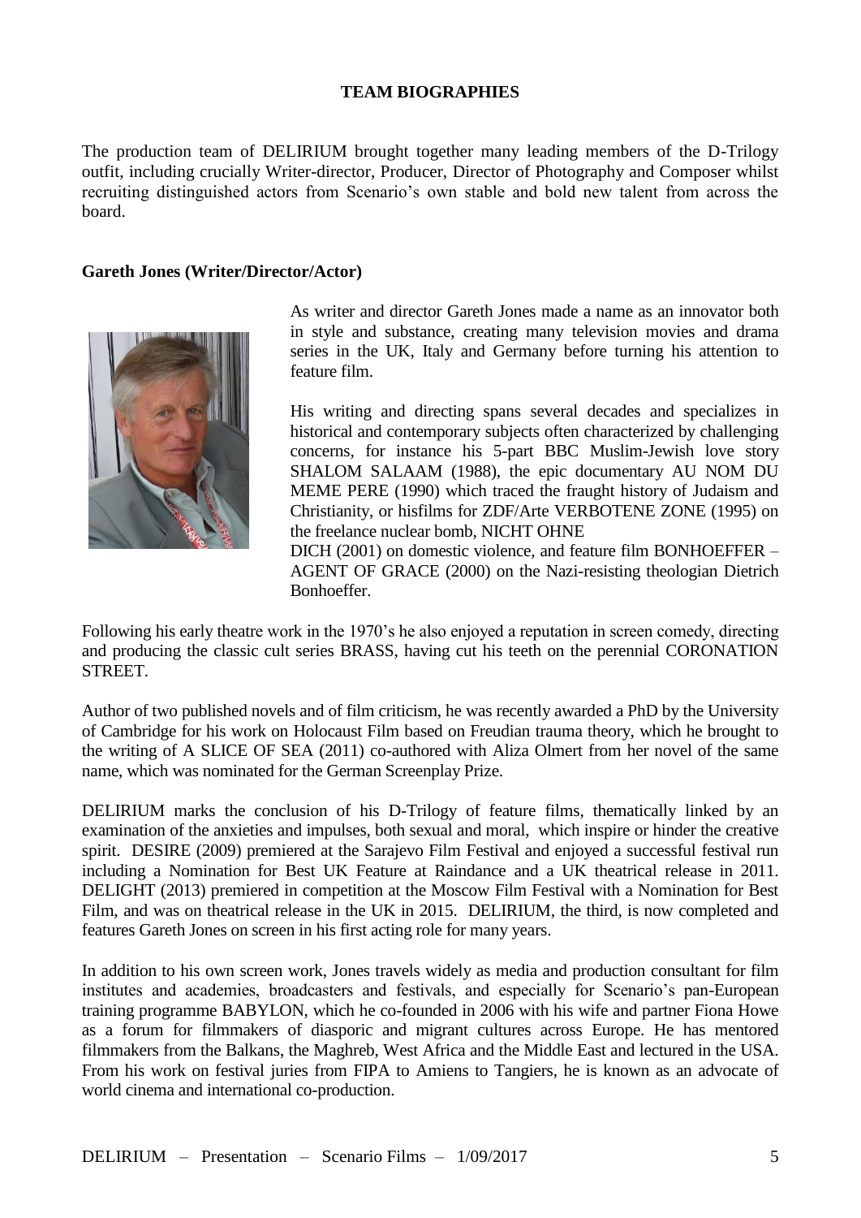**TEAM BIOGRAPHIES**

The production team of DELIRIUM brought together many leading members of the D-Trilogy outfit, including crucially Writer-director, Producer, Director of Photography and Composer whilst recruiting distinguished actors from Scenario's own stable and bold new talent from across the board.

**Gareth Jones (Writer/Director/Actor)**

As writer and director Gareth Jones made a name as an innovator both in style and substance, creating many television movies and drama series in the UK, Italy and Germany before turning his attention to feature film.

His writing and directing spans several decades and specializes in historical and contemporary subjects often characterized by challenging concerns, for instance his 5-part BBC Muslim-Jewish love story SHALOM SALAAM (1988), the epic documentary AU NOM DU MEME PERE (1990) which traced the fraught history of Judaism and Christianity, or hisfilms for ZDF/Arte VERBOTENE ZONE (1995) on the freelance nuclear bomb, NICHT OHNE DICH (2001) on domestic violence, and feature film BONHOEFFER – AGENT OF GRACE (2000) on the Nazi-resisting theologian Dietrich Bonhoeffer.

Following his early theatre work in the 1970's he also enjoyed a reputation in screen comedy, directing and producing the classic cult series BRASS, having cut his teeth on the perennial CORONATION STREET.

Author of two published novels and of film criticism, he was recently awarded a PhD by the University of Cambridge for his work on Holocaust Film based on Freudian trauma theory, which he brought to the writing of A SLICE OF SEA (2011) co-authored with Aliza Olmert from her novel of the same name, which was nominated for the German Screenplay Prize.

DELIRIUM marks the conclusion of his D-Trilogy of feature films, thematically linked by an examination of the anxieties and impulses, both sexual and moral, which inspire or hinder the creative spirit. DESIRE (2009) premiered at the Sarajevo Film Festival and enjoyed a successful festival run including a Nomination for Best UK Feature at Raindance and a UK theatrical release in 2011. DELIGHT (2013) premiered in competition at the Moscow Film Festival with a Nomination for Best Film, and was on theatrical release in the UK in 2015. DELIRIUM, the third, is now completed and features Gareth Jones on screen in his first acting role for many years.

In addition to his own screen work, Jones travels widely as media and production consultant for film institutes and academies, broadcasters and festivals, and especially for Scenario's pan-European training programme BABYLON, which he co-founded in 2006 with his wife and partner Fiona Howe as a forum for filmmakers of diasporic and migrant cultures across Europe. He has mentored filmmakers from the Balkans, the Maghreb, West Africa and the Middle East and lectured in the USA. From his work on festival juries from FIPA to Amiens to Tangiers, he is known as an advocate of world cinema and international co-production.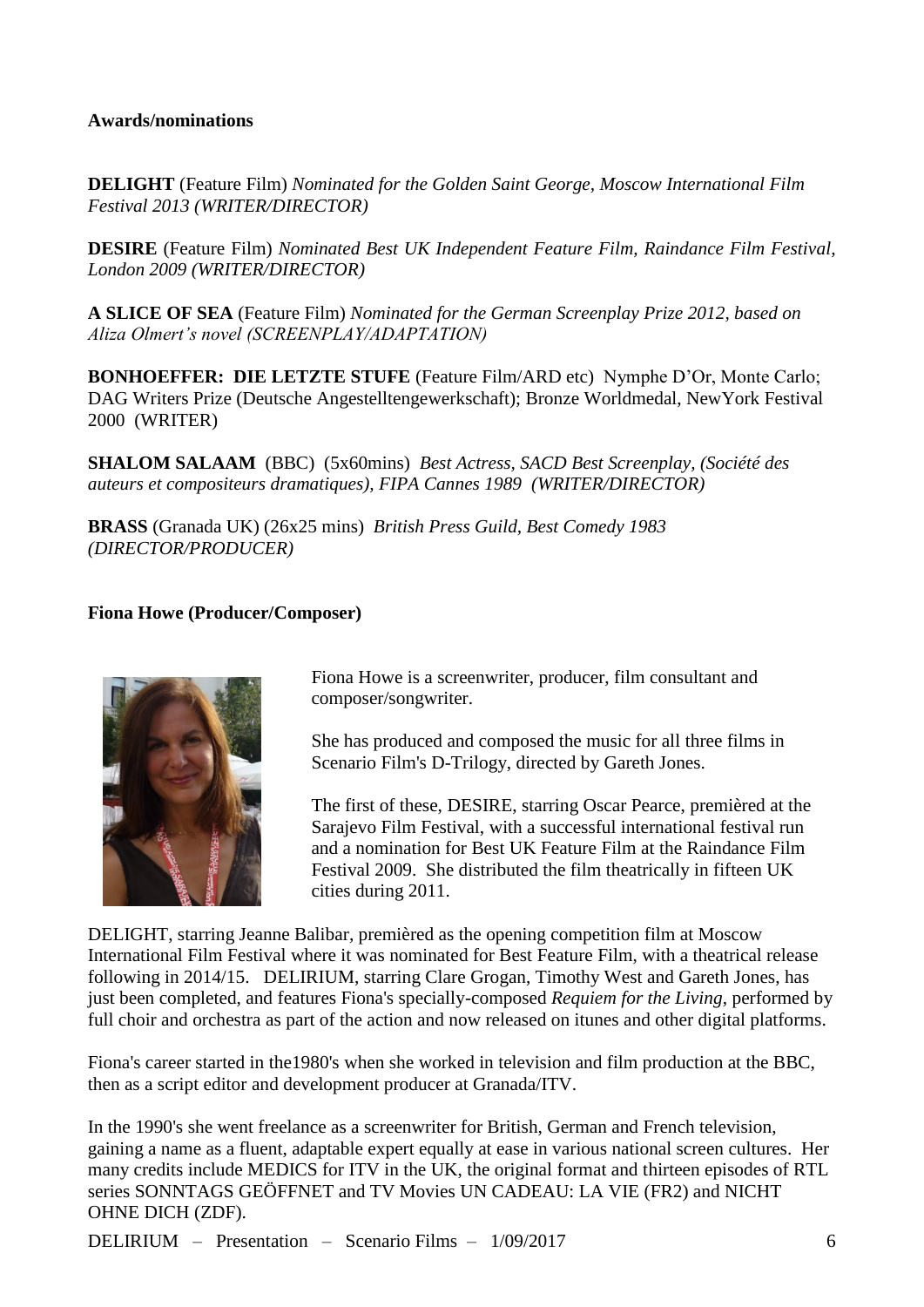**Awards/nominations**

**DELIGHT** (Feature Film) *Nominated for the Golden Saint George, Moscow International Film Festival 2013 (WRITER/DIRECTOR)*

**DESIRE** (Feature Film) *Nominated Best UK Independent Feature Film, Raindance Film Festival, London 2009 (WRITER/DIRECTOR)*

**A SLICE OF SEA** (Feature Film) *Nominated for the German Screenplay Prize 2012, based on Aliza Olmert's novel (SCREENPLAY/ADAPTATION)*

**BONHOEFFER: DIE LETZTE STUFE** (Feature Film/ARD etc) Nymphe D'Or, Monte Carlo; DAG Writers Prize (Deutsche Angestelltengewerkschaft); Bronze Worldmedal, NewYork Festival 2000 (WRITER)

**SHALOM SALAAM** (BBC) (5x60mins) *Best Actress, SACD Best Screenplay, (Société des auteurs et compositeurs dramatiques), FIPA Cannes 1989 (WRITER/DIRECTOR)*

**BRASS** (Granada UK) (26x25 mins) *British Press Guild, Best Comedy 1983 (DIRECTOR/PRODUCER)*

**Fiona Howe (Producer/Composer)**

Fiona Howe is a screenwriter, producer, film consultant and composer/songwriter.

She has produced and composed the music for all three films in Scenario Film's D-Trilogy, directed by Gareth Jones.

The first of these, DESIRE, starring Oscar Pearce, premièred at the Sarajevo Film Festival, with a successful international festival run and a nomination for Best UK Feature Film at the Raindance Film Festival 2009. She distributed the film theatrically in fifteen UK cities during 2011.

DELIGHT, starring Jeanne Balibar, premièred as the opening competition film at Moscow International Film Festival where it was nominated for Best Feature Film, with a theatrical release following in 2014/15. DELIRIUM, starring Clare Grogan, Timothy West and Gareth Jones, has just been completed, and features Fiona's specially-composed *Requiem for the Living*, performed by full choir and orchestra as part of the action and now released on itunes and other digital platforms.

Fiona's career started in the1980's when she worked in television and film production at the BBC, then as a script editor and development producer at Granada/ITV.

In the 1990's she went freelance as a screenwriter for British, German and French television, gaining a name as a fluent, adaptable expert equally at ease in various national screen cultures. Her many credits include MEDICS for ITV in the UK, the original format and thirteen episodes of RTL series SONNTAGS GEÖFFNET and TV Movies UN CADEAU: LA VIE (FR2) and NICHT OHNE DICH (ZDF).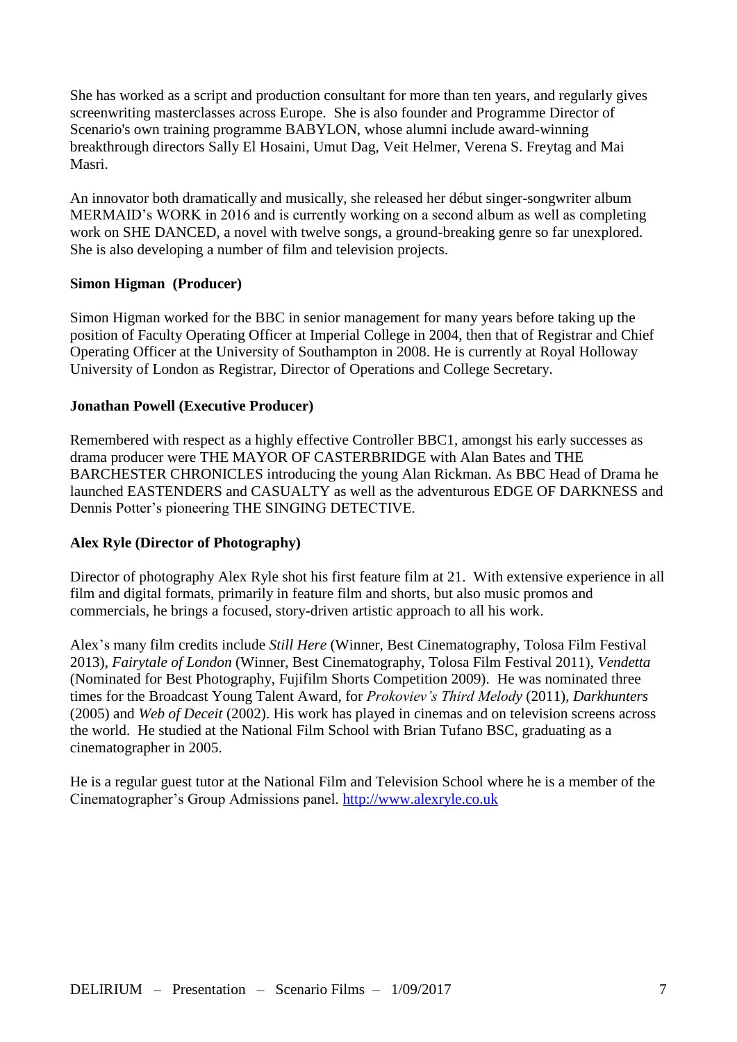She has worked as a script and production consultant for more than ten years, and regularly gives screenwriting masterclasses across Europe. She is also founder and Programme Director of Scenario's own training programme BABYLON, whose alumni include award-winning breakthrough directors Sally El Hosaini, Umut Dag, Veit Helmer, Verena S. Freytag and Mai Masri.

An innovator both dramatically and musically, she released her début singer-songwriter album MERMAID's WORK in 2016 and is currently working on a second album as well as completing work on SHE DANCED, a novel with twelve songs, a ground-breaking genre so far unexplored. She is also developing a number of film and television projects.

**Simon Higman (Producer)**

Simon Higman worked for the BBC in senior management for many years before taking up the position of Faculty Operating Officer at Imperial College in 2004, then that of Registrar and Chief Operating Officer at the University of Southampton in 2008. He is currently at Royal Holloway University of London as Registrar, Director of Operations and College Secretary.

**Jonathan Powell (Executive Producer)**

Remembered with respect as a highly effective Controller BBC1, amongst his early successes as drama producer were THE MAYOR OF CASTERBRIDGE with Alan Bates and THE BARCHESTER CHRONICLES introducing the young Alan Rickman. As BBC Head of Drama he launched EASTENDERS and CASUALTY as well as the adventurous EDGE OF DARKNESS and Dennis Potter's pioneering THE SINGING DETECTIVE.

**Alex Ryle (Director of Photography)**

Director of photography Alex Ryle shot his first feature film at 21. With extensive experience in all film and digital formats, primarily in feature film and shorts, but also music promos and commercials, he brings a focused, story-driven artistic approach to all his work.

Alex's many film credits include *Still Here* (Winner, Best Cinematography, Tolosa Film Festival 2013), *Fairytale of London* (Winner, Best Cinematography, Tolosa Film Festival 2011), *Vendetta* (Nominated for Best Photography, Fujifilm Shorts Competition 2009). He was nominated three times for the Broadcast Young Talent Award, for *Prokoviev's Third Melody* (2011), *Darkhunters* (2005) and *Web of Deceit* (2002). His work has played in cinemas and on television screens across the world. He studied at the National Film School with Brian Tufano BSC, graduating as a cinematographer in 2005.

He is a regular guest tutor at the National Film and Television School where he is a member of the Cinematographer's Group Admissions panel. [http://www.alexryle.co.uk](http://www.alexryle.co.uk)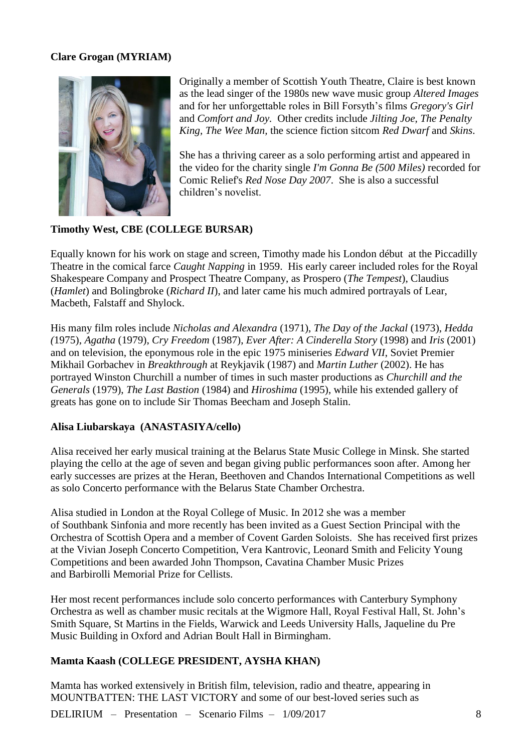**Clare Grogan (MYRIAM)**

Originally a member of Scottish Youth Theatre, Claire is best known as the lead singer of the 1980s new wave music group *Altered Images* and for her unforgettable roles in Bill Forsyth's films *Gregory's Girl* and *Comfort and Joy*. Other credits include *Jilting Joe, The Penalty King, The Wee Man*, the science fiction sitcom *Red Dwarf* and *Skins*.

She has a thriving career as a solo performing artist and appeared in the video for the charity single *I'm Gonna Be (500 Miles)* recorded for Comic Relief's *Red Nose Day 2007*. She is also a successful children's novelist.

**Timothy West, CBE (COLLEGE BURSAR)**

Equally known for his work on stage and screen, Timothy made his London début at the Piccadilly Theatre in the comical farce *Caught Napping* in 1959. His early career included roles for the Royal Shakespeare Company and Prospect Theatre Company, as Prospero (*The Tempest*), Claudius (*Hamlet*) and Bolingbroke (*Richard II*), and later came his much admired portrayals of Lear, Macbeth, Falstaff and Shylock.

His many film roles include *Nicholas and Alexandra* (1971), *The Day of the Jackal* (1973), *Hedda (*1975), *Agatha* (1979), *Cry Freedom* (1987), *Ever After: A Cinderella Story* (1998) and *Iris* (2001) and on television, the eponymous role in the epic 1975 miniseries *Edward VII*, Soviet Premier Mikhail Gorbachev in *Breakthrough* at Reykjavik (1987) and *Martin Luther* (2002). He has portrayed Winston Churchill a number of times in such master productions as *Churchill and the Generals* (1979), *The Last Bastion* (1984) and *Hiroshima* (1995), while his extended gallery of greats has gone on to include Sir Thomas Beecham and Joseph Stalin.

**Alisa Liubarskaya (ANASTASIYA/cello)**

Alisa received her early musical training at the Belarus State Music College in Minsk. She started playing the cello at the age of seven and began giving public performances soon after. Among her early successes are prizes at the Heran, Beethoven and Chandos International Competitions as well as solo Concerto performance with the Belarus State Chamber Orchestra.

Alisa studied in London at the Royal College of Music. In 2012 she was a member of Southbank Sinfonia and more recently has been invited as a Guest Section Principal with the Orchestra of Scottish Opera and a member of Covent Garden Soloists. She has received first prizes at the Vivian Joseph Concerto Competition, Vera Kantrovic, Leonard Smith and Felicity Young Competitions and been awarded John Thompson, Cavatina Chamber Music Prizes and Barbirolli Memorial Prize for Cellists.

Her most recent performances include solo concerto performances with Canterbury Symphony Orchestra as well as chamber music recitals at the Wigmore Hall, Royal Festival Hall, St. John's Smith Square, St Martins in the Fields, Warwick and Leeds University Halls, Jaqueline du Pre Music Building in Oxford and Adrian Boult Hall in Birmingham.

**Mamta Kaash (COLLEGE PRESIDENT, AYSHA KHAN)**

Mamta has worked extensively in British film, television, radio and theatre, appearing in MOUNTBATTEN: THE LAST VICTORY and some of our best-loved series such as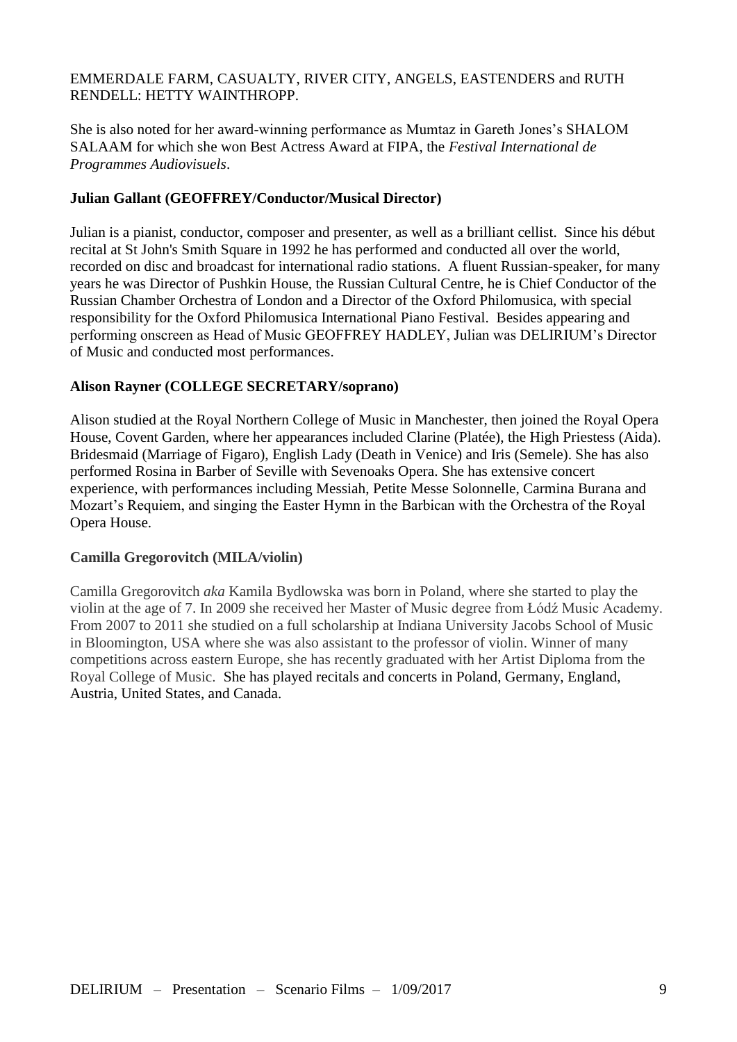EMMERDALE FARM, CASUALTY, RIVER CITY, ANGELS, EASTENDERS and RUTH RENDELL: HETTY WAINTHROPP.

She is also noted for her award-winning performance as Mumtaz in Gareth Jones's SHALOM SALAAM for which she won Best Actress Award at FIPA, the *Festival International de Programmes Audiovisuels*.

**Julian Gallant (GEOFFREY/Conductor/Musical Director)**

Julian is a pianist, conductor, composer and presenter, as well as a brilliant cellist. Since his début recital at St John's Smith Square in 1992 he has performed and conducted all over the world, recorded on disc and broadcast for international radio stations. A fluent Russian-speaker, for many years he was Director of Pushkin House, the Russian Cultural Centre, he is Chief Conductor of the Russian Chamber Orchestra of London and a Director of the Oxford Philomusica, with special responsibility for the Oxford Philomusica International Piano Festival. Besides appearing and performing onscreen as Head of Music GEOFFREY HADLEY, Julian was DELIRIUM's Director of Music and conducted most performances.

**Alison Rayner (COLLEGE SECRETARY/soprano)**

Alison studied at the Royal Northern College of Music in Manchester, then joined the Royal Opera House, Covent Garden, where her appearances included Clarine (Platée), the High Priestess (Aida). Bridesmaid (Marriage of Figaro), English Lady (Death in Venice) and Iris (Semele). She has also performed Rosina in Barber of Seville with Sevenoaks Opera. She has extensive concert experience, with performances including Messiah, Petite Messe Solonnelle, Carmina Burana and Mozart's Requiem, and singing the Easter Hymn in the Barbican with the Orchestra of the Royal Opera House.

**Camilla Gregorovitch (MILA/violin)**

Camilla Gregorovitch *aka* Kamila Bydlowska was born in Poland, where she started to play the violin at the age of 7. In 2009 she received her Master of Music degree from Łódź Music Academy. From 2007 to 2011 she studied on a full scholarship at Indiana University Jacobs School of Music in Bloomington, USA where she was also assistant to the professor of violin. Winner of many competitions across eastern Europe, she has recently graduated with her Artist Diploma from the Royal College of Music. She has played recitals and concerts in Poland, Germany, England, Austria, United States, and Canada.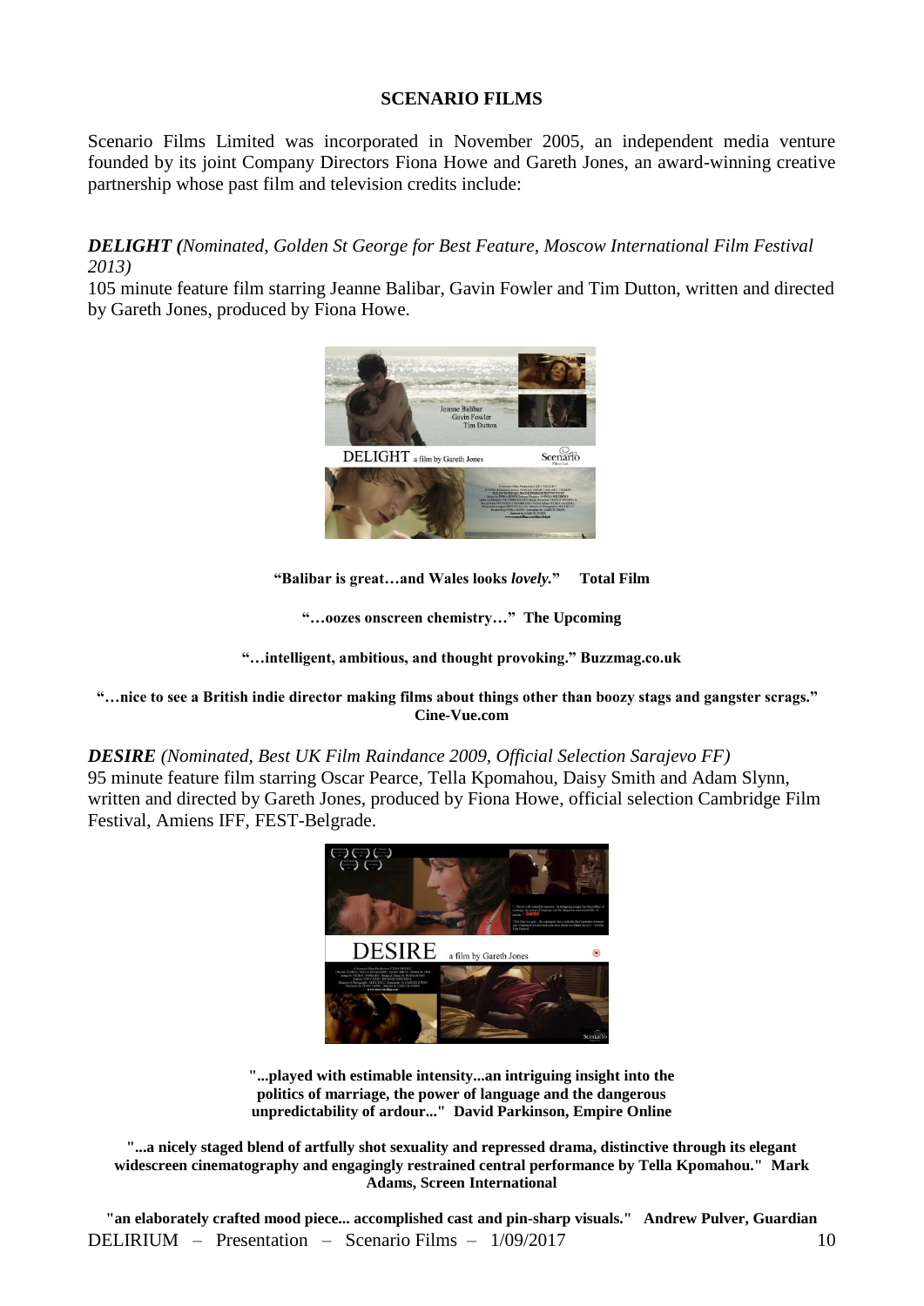**SCENARIO FILMS**

Scenario Films Limited was incorporated in November 2005, an independent media venture founded by its joint Company Directors Fiona Howe and Gareth Jones, an award-winning creative partnership whose past film and television credits include:

***DELIGHT (****Nominated, Golden St George for Best Feature, Moscow International Film Festival 2013)*

105 minute feature film starring Jeanne Balibar, Gavin Fowler and Tim Dutton, written and directed by Gareth Jones, produced by Fiona Howe.

**"Balibar is great…and Wales looks *lovely.*"   Total Film**

**"…oozes onscreen chemistry…"  The Upcoming**

**"…intelligent, ambitious, and thought provoking." Buzzmag.co.uk**

**"…nice to see a British indie director making films about things other than boozy stags and gangster scrags." Cine-Vue.com**

***DESIRE*** *(Nominated, Best UK Film Raindance 2009, Official Selection Sarajevo FF)*

95 minute feature film starring Oscar Pearce, Tella Kpomahou, Daisy Smith and Adam Slynn, written and directed by Gareth Jones, produced by Fiona Howe, official selection Cambridge Film Festival, Amiens IFF, FEST-Belgrade.

**"...played with estimable intensity...an intriguing insight into the politics of marriage, the power of language and the dangerous unpredictability of ardour..."  David Parkinson, Empire Online**

**"...a nicely staged blend of artfully shot sexuality and repressed drama, distinctive through its elegant widescreen cinematography and engagingly restrained central performance by Tella Kpomahou."  Mark Adams, Screen International**

**"an elaborately crafted mood piece... accomplished cast and pin-sharp visuals."  Andrew Pulver, Guardian**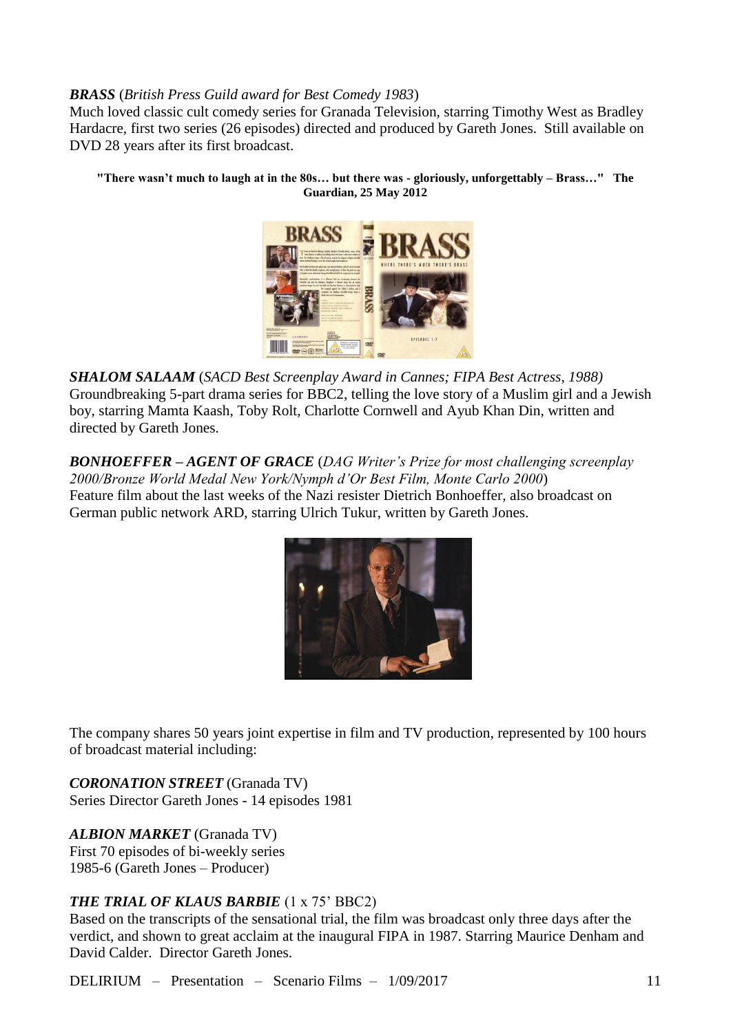***BRASS*** (*British Press Guild award for Best Comedy 1983*)
Much loved classic cult comedy series for Granada Television, starring Timothy West as Bradley Hardacre, first two series (26 episodes) directed and produced by Gareth Jones. Still available on DVD 28 years after its first broadcast.

**"There wasn't much to laugh at in the 80s… but there was - gloriously, unforgettably – Brass…" The Guardian, 25 May 2012**

***SHALOM SALAAM*** (*SACD Best Screenplay Award in Cannes; FIPA Best Actress, 1988)*
Groundbreaking 5-part drama series for BBC2, telling the love story of a Muslim girl and a Jewish boy, starring Mamta Kaash, Toby Rolt, Charlotte Cornwell and Ayub Khan Din, written and directed by Gareth Jones.

***BONHOEFFER – AGENT OF GRACE*** (*DAG Writer's Prize for most challenging screenplay 2000/Bronze World Medal New York/Nymph d'Or Best Film, Monte Carlo 2000*)
Feature film about the last weeks of the Nazi resister Dietrich Bonhoeffer, also broadcast on German public network ARD, starring Ulrich Tukur, written by Gareth Jones.

The company shares 50 years joint expertise in film and TV production, represented by 100 hours of broadcast material including:

***CORONATION STREET*** (Granada TV)
Series Director Gareth Jones - 14 episodes 1981

***ALBION MARKET*** (Granada TV)
First 70 episodes of bi-weekly series
1985-6 (Gareth Jones – Producer)

***THE TRIAL OF KLAUS BARBIE*** (1 x 75' BBC2)
Based on the transcripts of the sensational trial, the film was broadcast only three days after the verdict, and shown to great acclaim at the inaugural FIPA in 1987. Starring Maurice Denham and David Calder. Director Gareth Jones.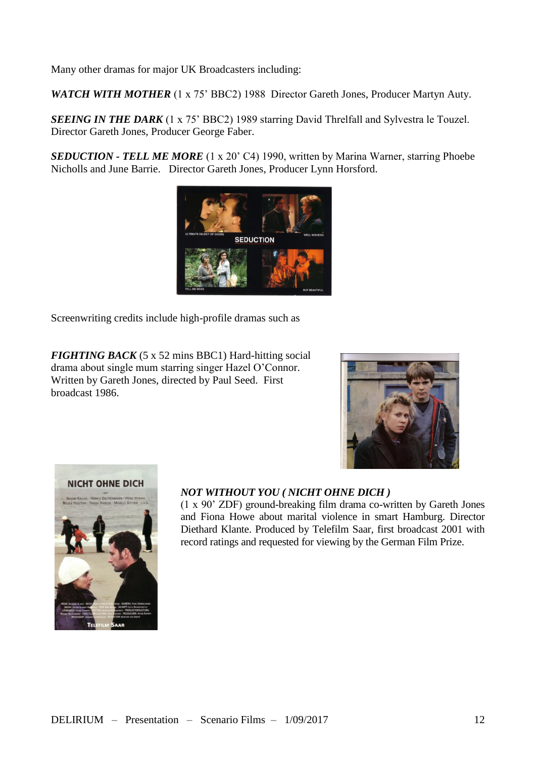Many other dramas for major UK Broadcasters including:

***WATCH WITH MOTHER*** (1 x 75' BBC2) 1988 Director Gareth Jones, Producer Martyn Auty.

***SEEING IN THE DARK*** (1 x 75' BBC2) 1989 starring David Threlfall and Sylvestra le Touzel. Director Gareth Jones, Producer George Faber.

***SEDUCTION - TELL ME MORE*** (1 x 20' C4) 1990, written by Marina Warner, starring Phoebe Nicholls and June Barrie. Director Gareth Jones, Producer Lynn Horsford.

Screenwriting credits include high-profile dramas such as

***FIGHTING BACK*** (5 x 52 mins BBC1) Hard-hitting social drama about single mum starring singer Hazel O'Connor. Written by Gareth Jones, directed by Paul Seed. First broadcast 1986.

***NOT WITHOUT YOU ( NICHT OHNE DICH )***
(1 x 90' ZDF) ground-breaking film drama co-written by Gareth Jones and Fiona Howe about marital violence in smart Hamburg. Director Diethard Klante. Produced by Telefilm Saar, first broadcast 2001 with record ratings and requested for viewing by the German Film Prize.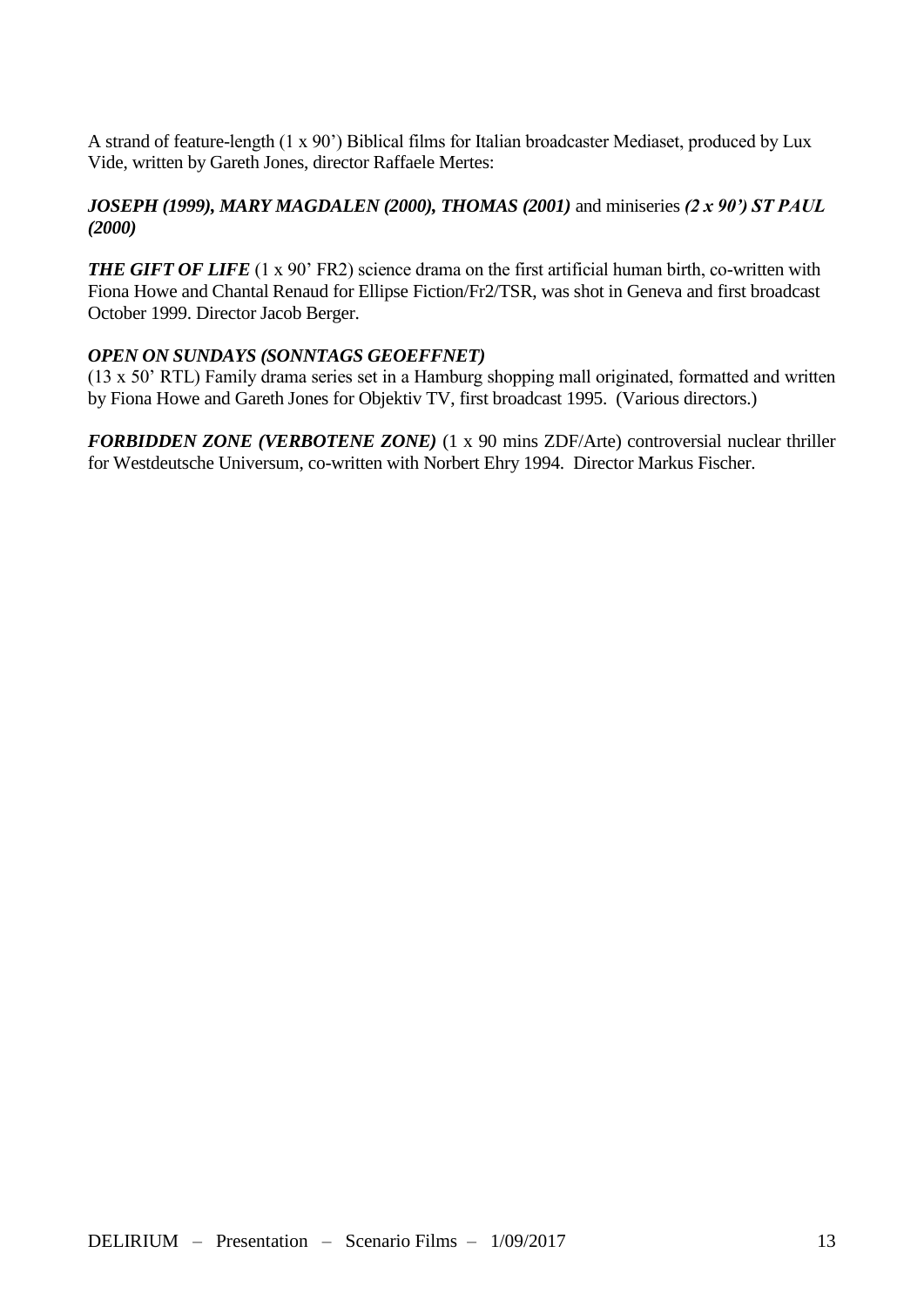A strand of feature-length (1 x 90') Biblical films for Italian broadcaster Mediaset, produced by Lux Vide, written by Gareth Jones, director Raffaele Mertes:

***JOSEPH (1999), MARY MAGDALEN (2000), THOMAS (2001)*** and miniseries ***(2 x 90') ST PAUL (2000)***

***THE GIFT OF LIFE*** (1 x 90' FR2) science drama on the first artificial human birth, co-written with Fiona Howe and Chantal Renaud for Ellipse Fiction/Fr2/TSR, was shot in Geneva and first broadcast October 1999. Director Jacob Berger.

***OPEN ON SUNDAYS (SONNTAGS GEOEFFNET)***
(13 x 50' RTL) Family drama series set in a Hamburg shopping mall originated, formatted and written by Fiona Howe and Gareth Jones for Objektiv TV, first broadcast 1995. (Various directors.)

***FORBIDDEN ZONE (VERBOTENE ZONE)*** (1 x 90 mins ZDF/Arte) controversial nuclear thriller for Westdeutsche Universum, co-written with Norbert Ehry 1994. Director Markus Fischer.